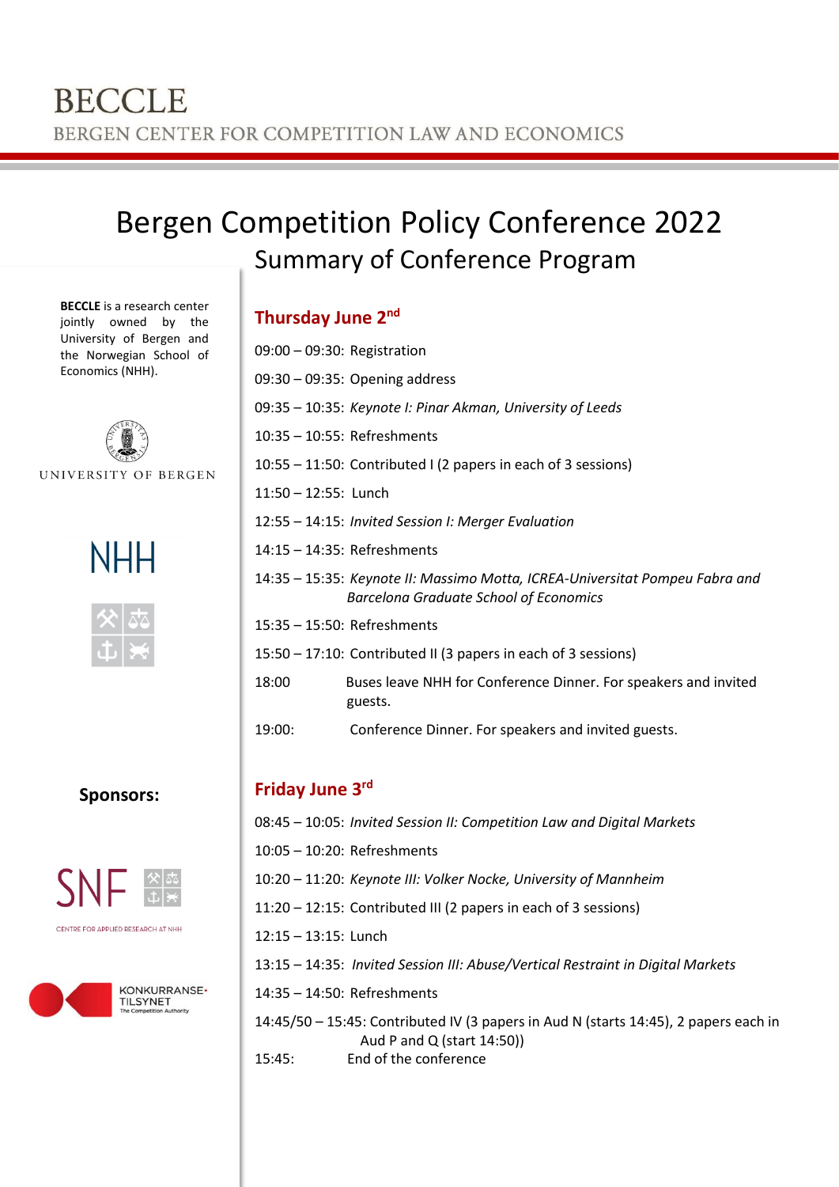# BECCLE

BERGEN CENTER FOR COMPETITION LAW AND ECONOMICS

# Bergen Competition Policy Conference 2022

## Summary of Conference Program

**BECCLE** is a research center jointly owned by the University of Bergen and the Norwegian School of Economics (NHH).

UNIVERSITY OF BERGEN

NHH

### Thursday June 2nd

09:00 – 09:30: Registration

09:30 – 09:35: Opening address

09:35 – 10:35: *Keynote I: Pinar Akman, University of Leeds*

10:35 – 10:55: Refreshments

10:55 – 11:50: Contributed I (2 papers in each of 3 sessions)

11:50 – 12:55: Lunch

12:55 – 14:15: *Invited Session I: Merger Evaluation*

14:15 – 14:35: Refreshments

14:35 – 15:35: *Keynote II: Massimo Motta, ICREA-Universitat Pompeu Fabra and Barcelona Graduate School of Economics*

15:35 – 15:50: Refreshments

15:50 – 17:10: Contributed II (3 papers in each of 3 sessions)

18:00 Buses leave NHH for Conference Dinner. For speakers and invited guests.

19:00: Conference Dinner. For speakers and invited guests.

### Friday June 3rd

08:45 – 10:05: *Invited Session II: Competition Law and Digital Markets*

10:05 – 10:20: Refreshments

10:20 – 11:20: *Keynote III: Volker Nocke, University of Mannheim*

11:20 – 12:15: Contributed III (2 papers in each of 3 sessions)

12:15 – 13:15: Lunch

13:15 – 14:35: *Invited Session III: Abuse/Vertical Restraint in Digital Markets*

14:35 – 14:50: Refreshments

14:45/50 – 15:45: Contributed IV (3 papers in Aud N (starts 14:45), 2 papers each in Aud P and Q (start 14:50))

15:45: End of the conference

**Sponsors:**

SNF – CENTRE FOR APPLIED RESEARCH AT NHH

KONKURRANSETILSYNET – The Competition Authority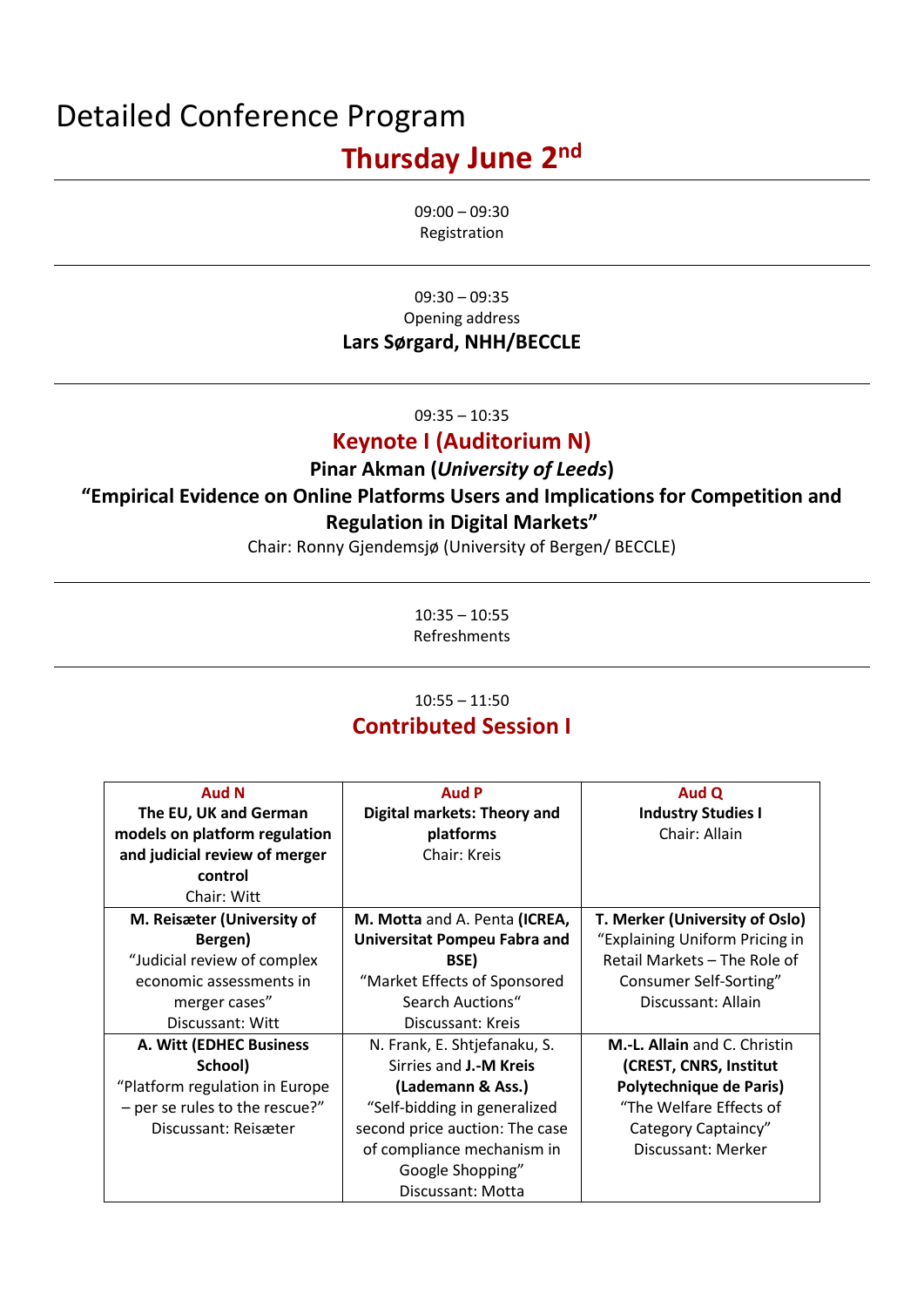# Detailed Conference Program

## Thursday June 2nd

09:00 – 09:30
Registration

---

09:30 – 09:35
Opening address
**Lars Sørgard, NHH/BECCLE**

---

09:35 – 10:35

## Keynote I (Auditorium N)

**Pinar Akman (*University of Leeds*)**

**"Empirical Evidence on Online Platforms Users and Implications for Competition and Regulation in Digital Markets"**

Chair: Ronny Gjendemsjø (University of Bergen/ BECCLE)

---

10:35 – 10:55
Refreshments

---

10:55 – 11:50

## Contributed Session I

| **Aud N**<br>**The EU, UK and German models on platform regulation and judicial review of merger control**<br>Chair: Witt | **Aud P**<br>**Digital markets: Theory and platforms**<br>Chair: Kreis | **Aud Q**<br>**Industry Studies I**<br>Chair: Allain |
|---|---|---|
| **M. Reisæter (University of Bergen)**<br>"Judicial review of complex economic assessments in merger cases"<br>Discussant: Witt | **M. Motta** and A. Penta **(ICREA, Universitat Pompeu Fabra and BSE)**<br>"Market Effects of Sponsored Search Auctions"<br>Discussant: Kreis | **T. Merker (University of Oslo)**<br>"Explaining Uniform Pricing in Retail Markets – The Role of Consumer Self-Sorting"<br>Discussant: Allain |
| **A. Witt (EDHEC Business School)**<br>"Platform regulation in Europe – per se rules to the rescue?"<br>Discussant: Reisæter | N. Frank, E. Shtjefanaku, S. Sirries and **J.-M Kreis (Lademann & Ass.)**<br>"Self-bidding in generalized second price auction: The case of compliance mechanism in Google Shopping"<br>Discussant: Motta | **M.-L. Allain** and C. Christin **(CREST, CNRS, Institut Polytechnique de Paris)**<br>"The Welfare Effects of Category Captaincy"<br>Discussant: Merker |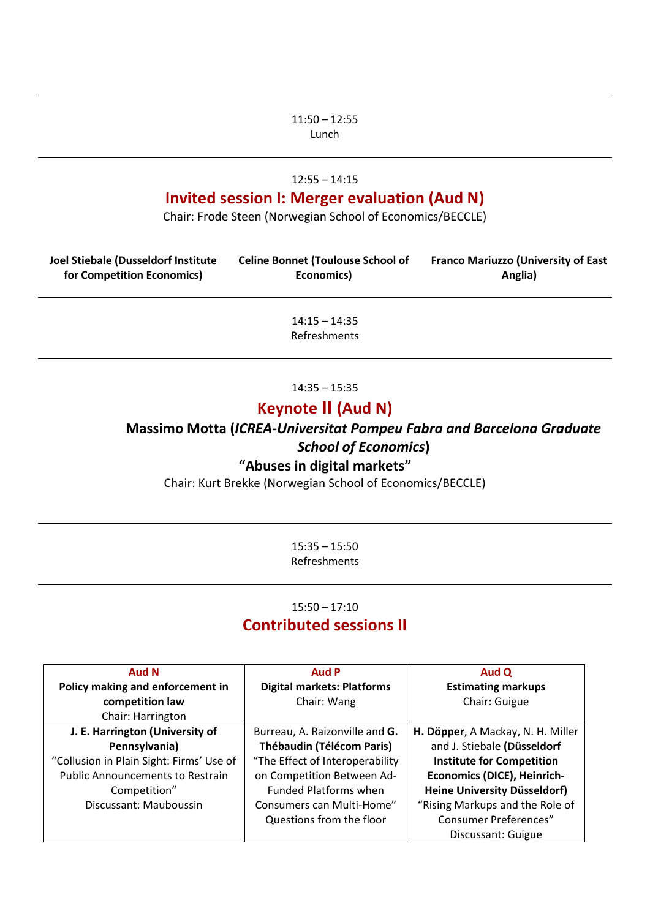11:50 – 12:55
Lunch

---

12:55 – 14:15

## Invited session I: Merger evaluation (Aud N)

Chair: Frode Steen (Norwegian School of Economics/BECCLE)

**Joel Stiebale (Dusseldorf Institute for Competition Economics)**

**Celine Bonnet (Toulouse School of Economics)**

**Franco Mariuzzo (University of East Anglia)**

---

14:15 – 14:35
Refreshments

---

14:35 – 15:35

## Keynote II (Aud N)

**Massimo Motta (*ICREA-Universitat Pompeu Fabra and Barcelona Graduate School of Economics*)**

**"Abuses in digital markets"**

Chair: Kurt Brekke (Norwegian School of Economics/BECCLE)

---

15:35 – 15:50
Refreshments

---

15:50 – 17:10

## Contributed sessions II

| Aud N<br>**Policy making and enforcement in competition law**<br>Chair: Harrington | Aud P<br>**Digital markets: Platforms**<br>Chair: Wang | Aud Q<br>**Estimating markups**<br>Chair: Guigue |
|---|---|---|
| **J. E. Harrington (University of Pennsylvania)**<br>"Collusion in Plain Sight: Firms' Use of Public Announcements to Restrain Competition"<br>Discussant: Mauboussin | Burreau, A. Raizonville and **G. Thébaudin (Télécom Paris)**<br>"The Effect of Interoperability on Competition Between Ad-Funded Platforms when Consumers can Multi-Home"<br>Questions from the floor | **H. Döpper**, A Mackay, N. H. Miller and J. Stiebale **(Düsseldorf Institute for Competition Economics (DICE), Heinrich-Heine University Düsseldorf)**<br>"Rising Markups and the Role of Consumer Preferences"<br>Discussant: Guigue |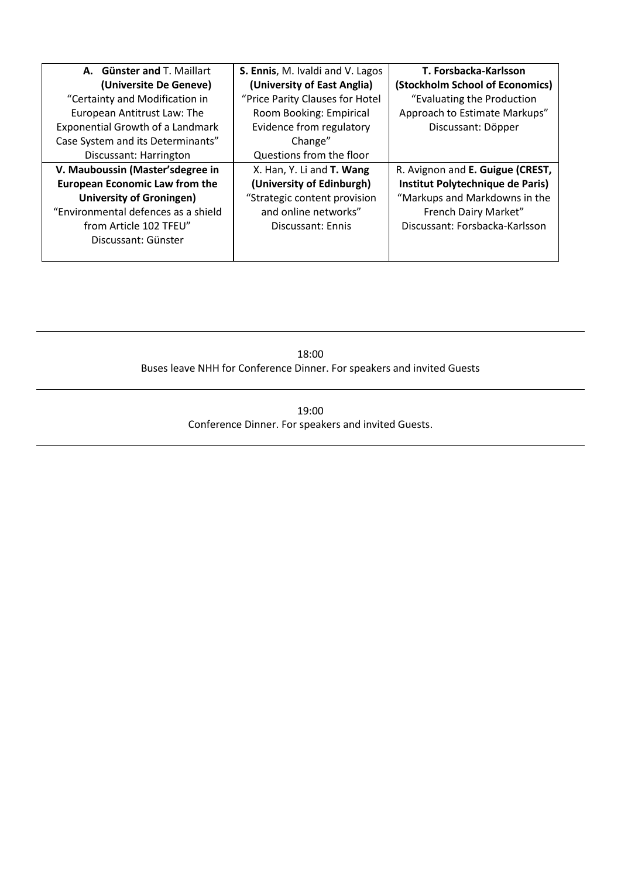| **A. Günster and** T. Maillart **(Universite De Geneve)** “Certainty and Modification in European Antitrust Law: The Exponential Growth of a Landmark Case System and its Determinants” Discussant: Harrington | **S. Ennis**, M. Ivaldi and V. Lagos **(University of East Anglia)** “Price Parity Clauses for Hotel Room Booking: Empirical Evidence from regulatory Change” Questions from the floor | **T. Forsbacka-Karlsson (Stockholm School of Economics)** “Evaluating the Production Approach to Estimate Markups” Discussant: Döpper |
|---|---|---|
| **V. Mauboussin (Master'sdegree in European Economic Law from the University of Groningen)** “Environmental defences as a shield from Article 102 TFEU” Discussant: Günster | X. Han, Y. Li and **T. Wang (University of Edinburgh)** “Strategic content provision and online networks” Discussant: Ennis | R. Avignon and **E. Guigue (CREST, Institut Polytechnique de Paris)** “Markups and Markdowns in the French Dairy Market” Discussant: Forsbacka-Karlsson |

---

18:00
Buses leave NHH for Conference Dinner. For speakers and invited Guests

---

19:00
Conference Dinner. For speakers and invited Guests.

---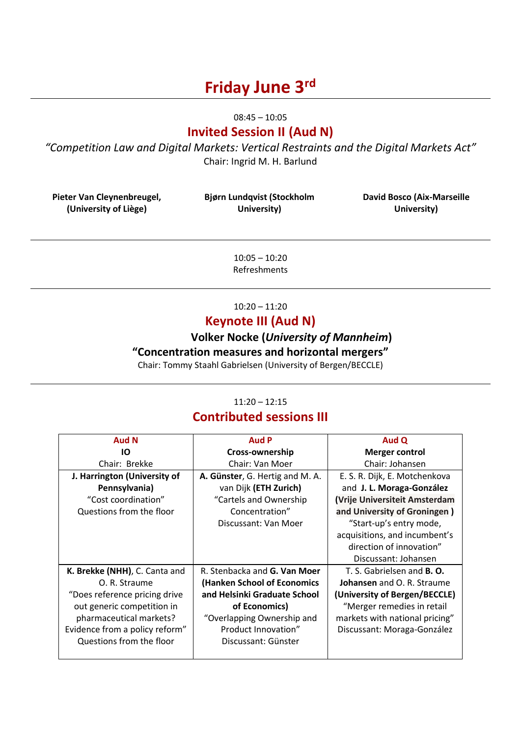# Friday June 3rd

08:45 – 10:05

## Invited Session II (Aud N)

*"Competition Law and Digital Markets: Vertical Restraints and the Digital Markets Act"*

Chair: Ingrid M. H. Barlund

**Pieter Van Cleynenbreugel, (University of Liège)**

**Bjørn Lundqvist (Stockholm University)**

**David Bosco (Aix-Marseille University)**

---

10:05 – 10:20

Refreshments

---

10:20 – 11:20

## Keynote III (Aud N)

**Volker Nocke (*University of Mannheim*)**

**"Concentration measures and horizontal mergers"**

Chair: Tommy Staahl Gabrielsen (University of Bergen/BECCLE)

---

11:20 – 12:15

## Contributed sessions III

| Aud N<br>**IO**<br>Chair: Brekke | Aud P<br>**Cross-ownership**<br>Chair: Van Moer | Aud Q<br>**Merger control**<br>Chair: Johansen |
|---|---|---|
| **J. Harrington (University of Pennsylvania)**<br>"Cost coordination"<br>Questions from the floor | **A. Günster**, G. Hertig and M. A. van Dijk **(ETH Zurich)**<br>"Cartels and Ownership Concentration"<br>Discussant: Van Moer | E. S. R. Dijk, E. Motchenkova and **J. L. Moraga-González (Vrije Universiteit Amsterdam and University of Groningen )**<br>"Start-up's entry mode, acquisitions, and incumbent's direction of innovation"<br>Discussant: Johansen |
| **K. Brekke (NHH)**, C. Canta and O. R. Straume<br>"Does reference pricing drive out generic competition in pharmaceutical markets? Evidence from a policy reform"<br>Questions from the floor | R. Stenbacka and **G. Van Moer (Hanken School of Economics and Helsinki Graduate School of Economics)**<br>"Overlapping Ownership and Product Innovation"<br>Discussant: Günster | T. S. Gabrielsen and **B. O. Johansen** and O. R. Straume **(University of Bergen/BECCLE)**<br>"Merger remedies in retail markets with national pricing"<br>Discussant: Moraga-González |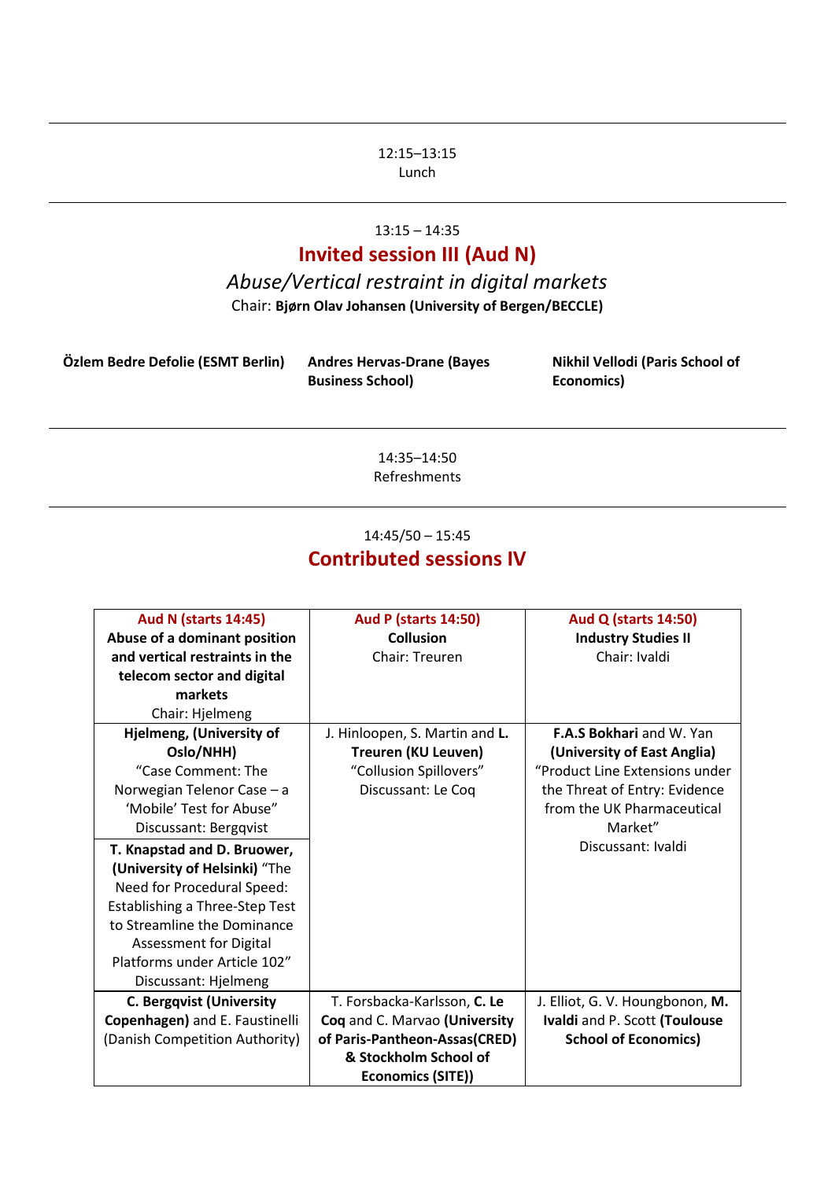12:15–13:15
Lunch

---

13:15 – 14:35

## Invited session III (Aud N)

*Abandon/Vertical restraint in digital markets*

Chair: **Bjørn Olav Johansen (University of Bergen/BECCLE)**

**Özlem Bedre Defolie (ESMT Berlin)**

**Andres Hervas-Drane (Bayes Business School)**

**Nikhil Vellodi (Paris School of Economics)**

---

14:35–14:50
Refreshments

---

14:45/50 – 15:45

## Contributed sessions IV

| Aud N (starts 14:45)<br>**Abuse of a dominant position and vertical restraints in the telecom sector and digital markets**<br>Chair: Hjelmeng | Aud P (starts 14:50)<br>**Collusion**<br>Chair: Treuren | Aud Q (starts 14:50)<br>**Industry Studies II**<br>Chair: Ivaldi |
|---|---|---|
| **Hjelmeng, (University of Oslo/NHH)**<br>"Case Comment: The Norwegian Telenor Case – a 'Mobile' Test for Abuse"<br>Discussant: Bergqvist<br><br>**T. Knapstad and D. Bruower, (University of Helsinki)** "The Need for Procedural Speed: Establishing a Three-Step Test to Streamline the Dominance Assessment for Digital Platforms under Article 102"<br>Discussant: Hjelmeng | J. Hinloopen, S. Martin and **L. Treuren (KU Leuven)**<br>"Collusion Spillovers"<br>Discussant: Le Coq | **F.A.S Bokhari** and W. Yan **(University of East Anglia)**<br>"Product Line Extensions under the Threat of Entry: Evidence from the UK Pharmaceutical Market"<br>Discussant: Ivaldi |
| **C. Bergqvist (University Copenhagen)** and E. Faustinelli (Danish Competition Authority) | T. Forsbacka-Karlsson, **C. Le Coq** and C. Marvao **(University of Paris-Pantheon-Assas(CRED) & Stockholm School of Economics (SITE))** | J. Elliot, G. V. Houngbonon, **M. Ivaldi** and P. Scott **(Toulouse School of Economics)** |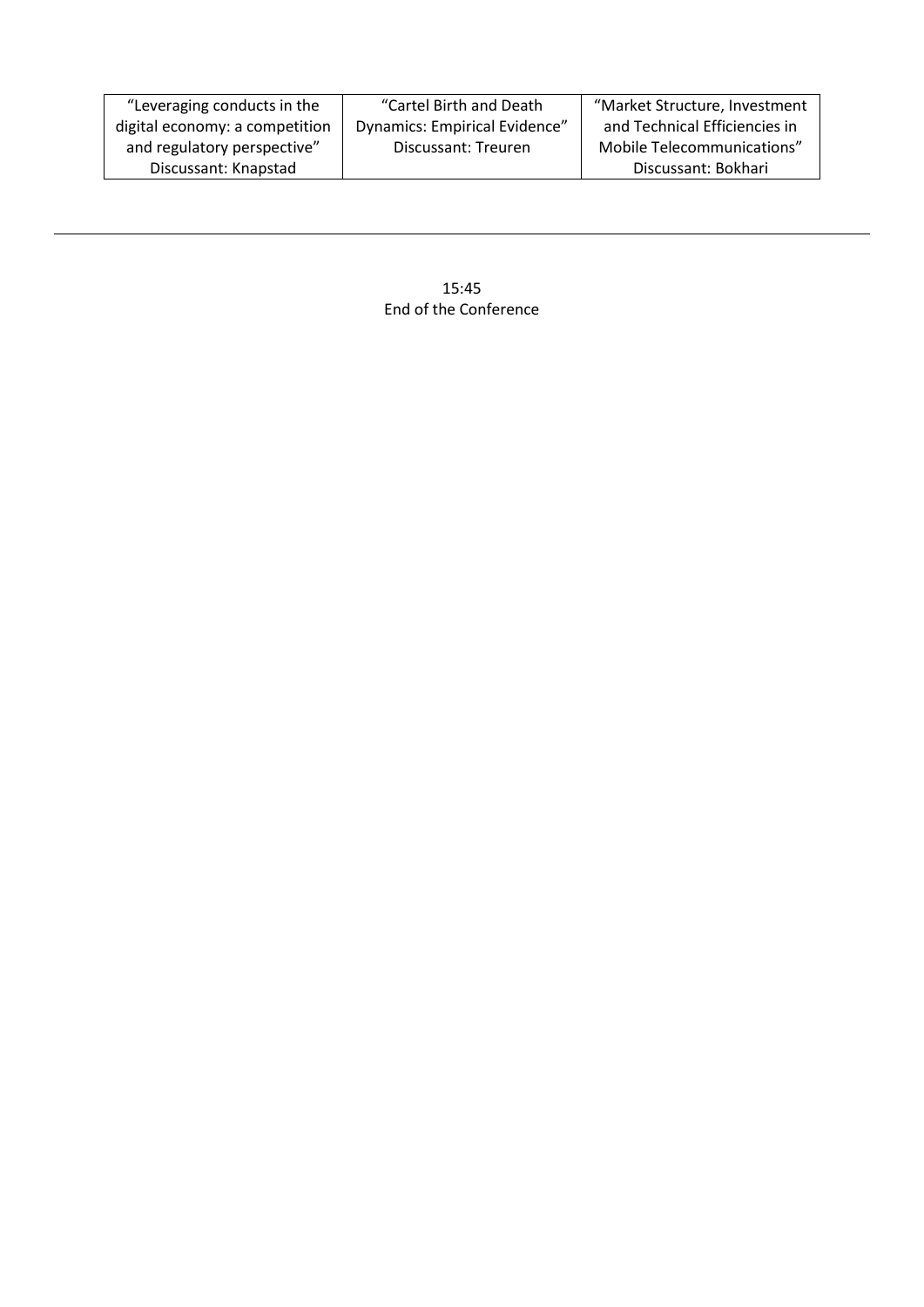| | | |
|---|---|---|
| “Leveraging conducts in the digital economy: a competition and regulatory perspective”<br>Discussant: Knapstad | “Cartel Birth and Death Dynamics: Empirical Evidence”<br>Discussant: Treuren | “Market Structure, Investment and Technical Efficiencies in Mobile Telecommunications”<br>Discussant: Bokhari |

---

15:45
End of the Conference